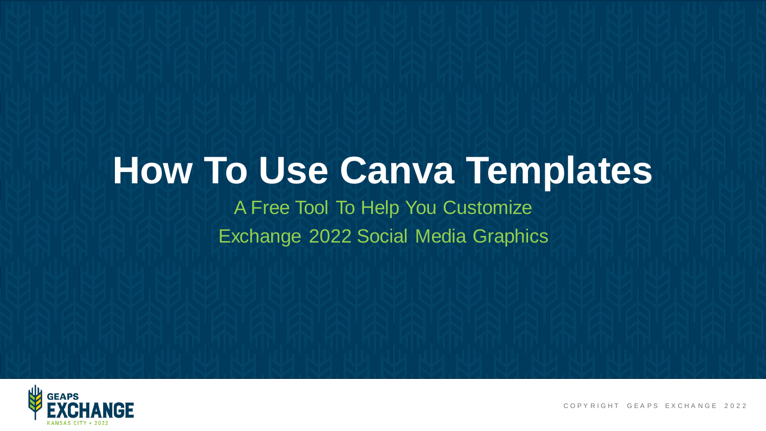# How To Use Canva Templates

A Free Tool To Help You Customize Exchange 2022 Social Media Graphics

GEAPS EXCHANGE KANSAS CITY • 2022

COPYRIGHT GEAPS EXCHANGE 2022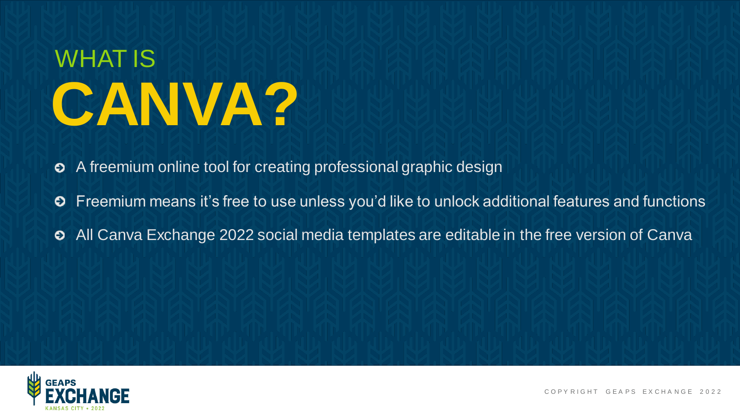# WHAT IS CANVA?

- A freemium online tool for creating professional graphic design
- Freemium means it's free to use unless you'd like to unlock additional features and functions
- All Canva Exchange 2022 social media templates are editable in the free version of Canva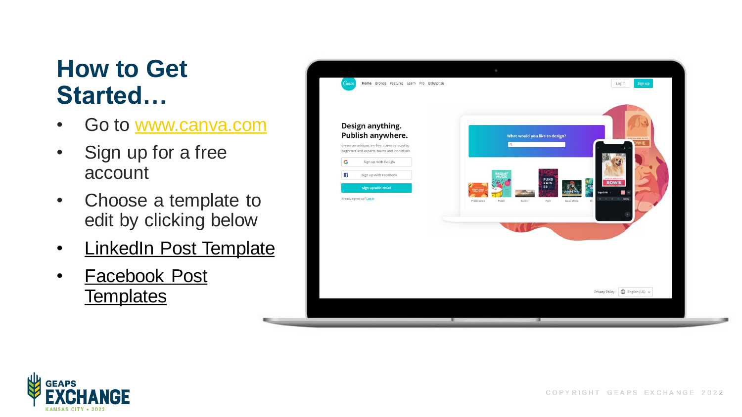# How to Get Started…

- Go to www.canva.com
- Sign up for a free account
- Choose a template to edit by clicking below
- LinkedIn Post Template
- Facebook Post Templates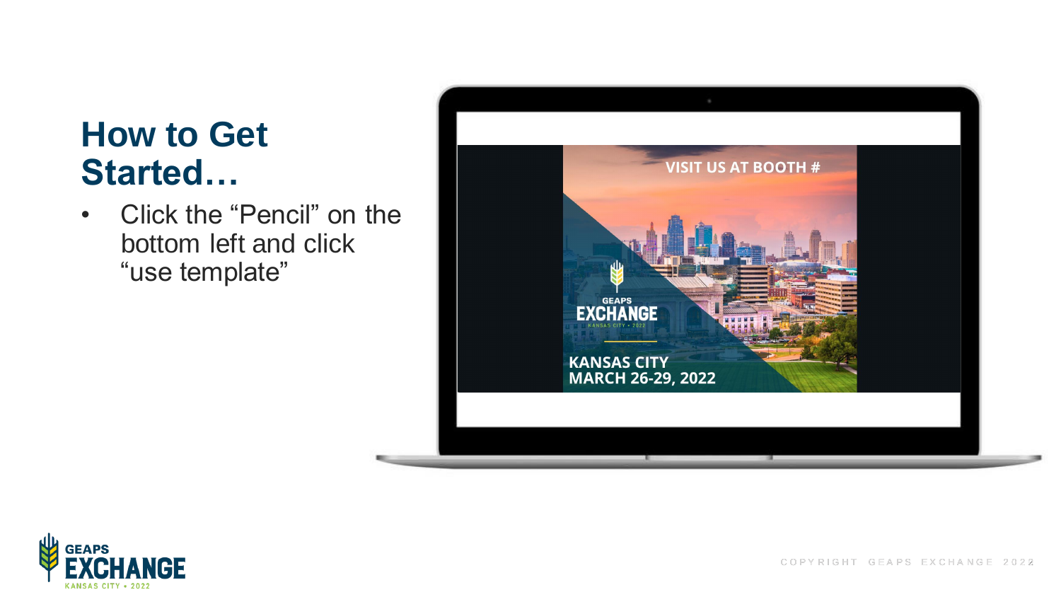# How to Get Started…

- Click the “Pencil” on the bottom left and click “use template”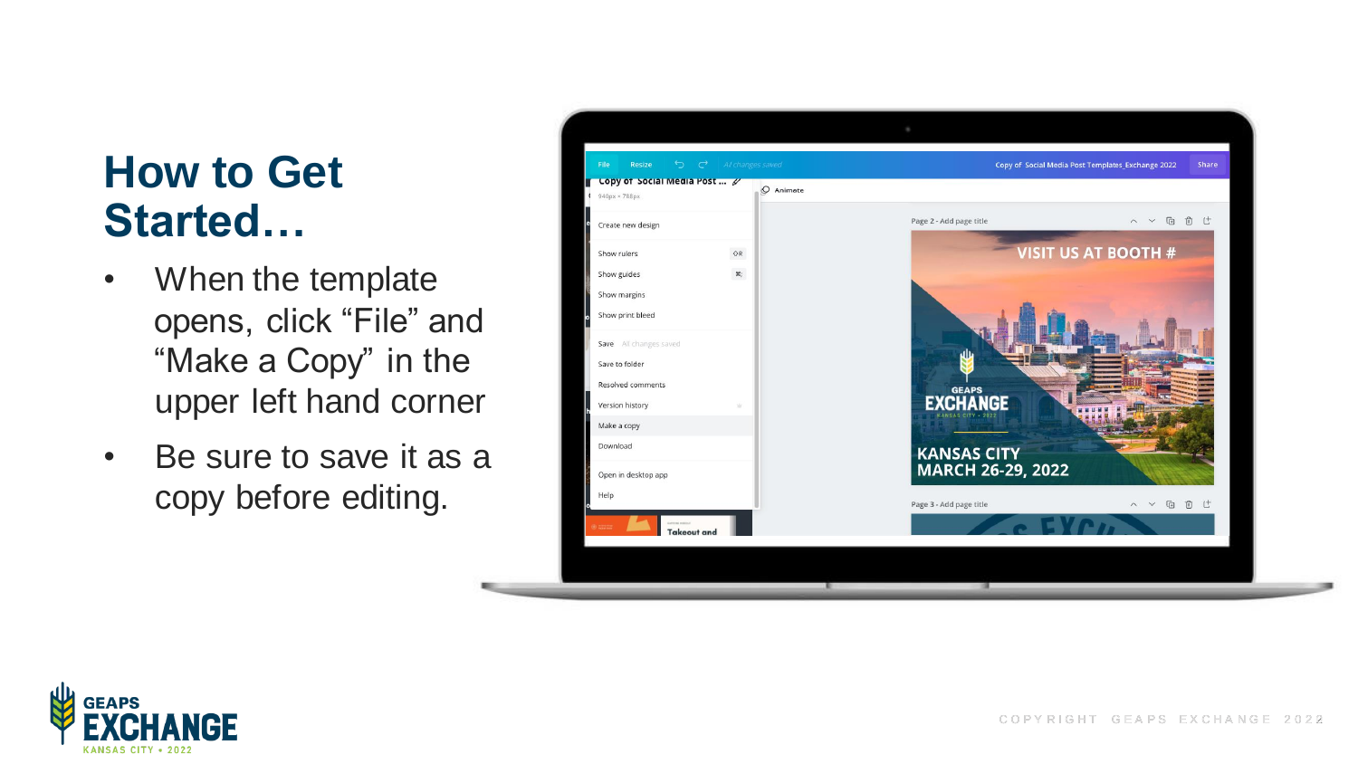# How to Get Started…

- When the template opens, click “File” and “Make a Copy” in the upper left hand corner
- Be sure to save it as a copy before editing.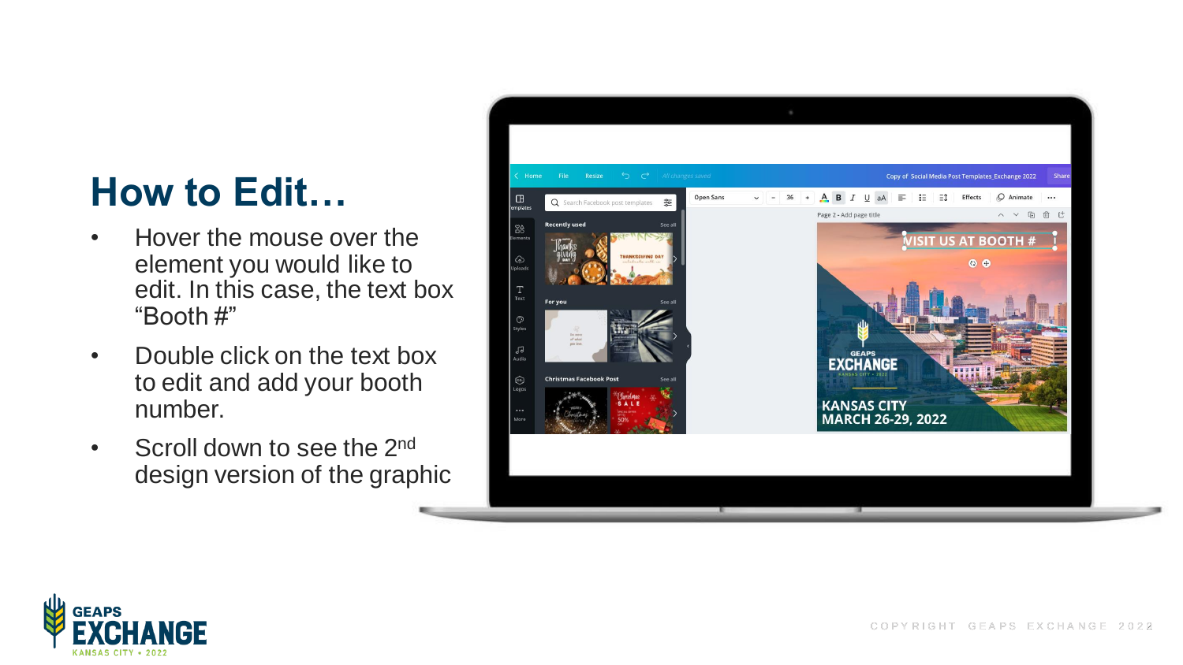# How to Edit…

- Hover the mouse over the element you would like to edit. In this case, the text box "Booth #"
- Double click on the text box to edit and add your booth number.
- Scroll down to see the 2nd design version of the graphic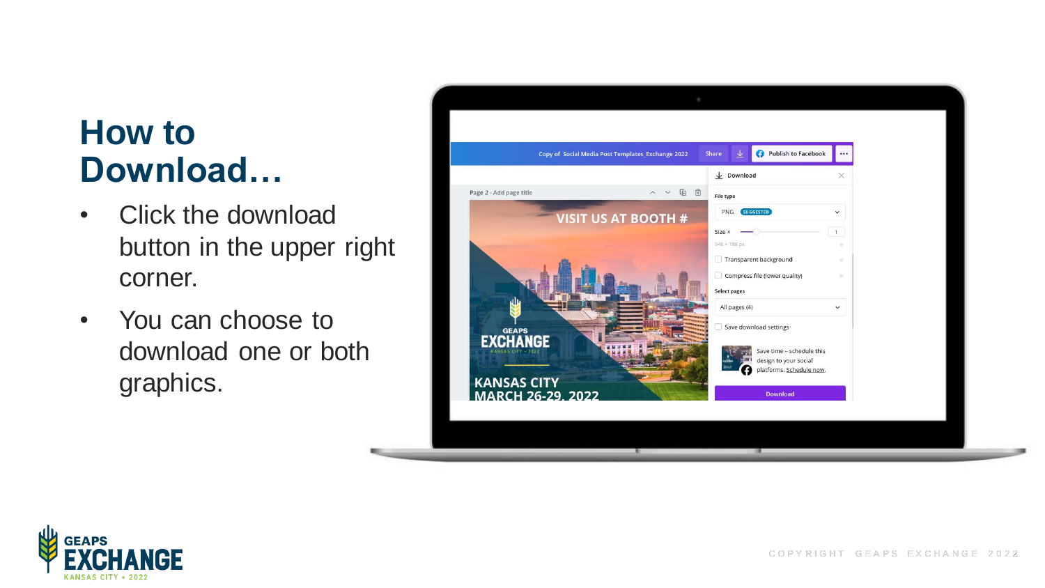# How to Download…

- Click the download button in the upper right corner.
- You can choose to download one or both graphics.